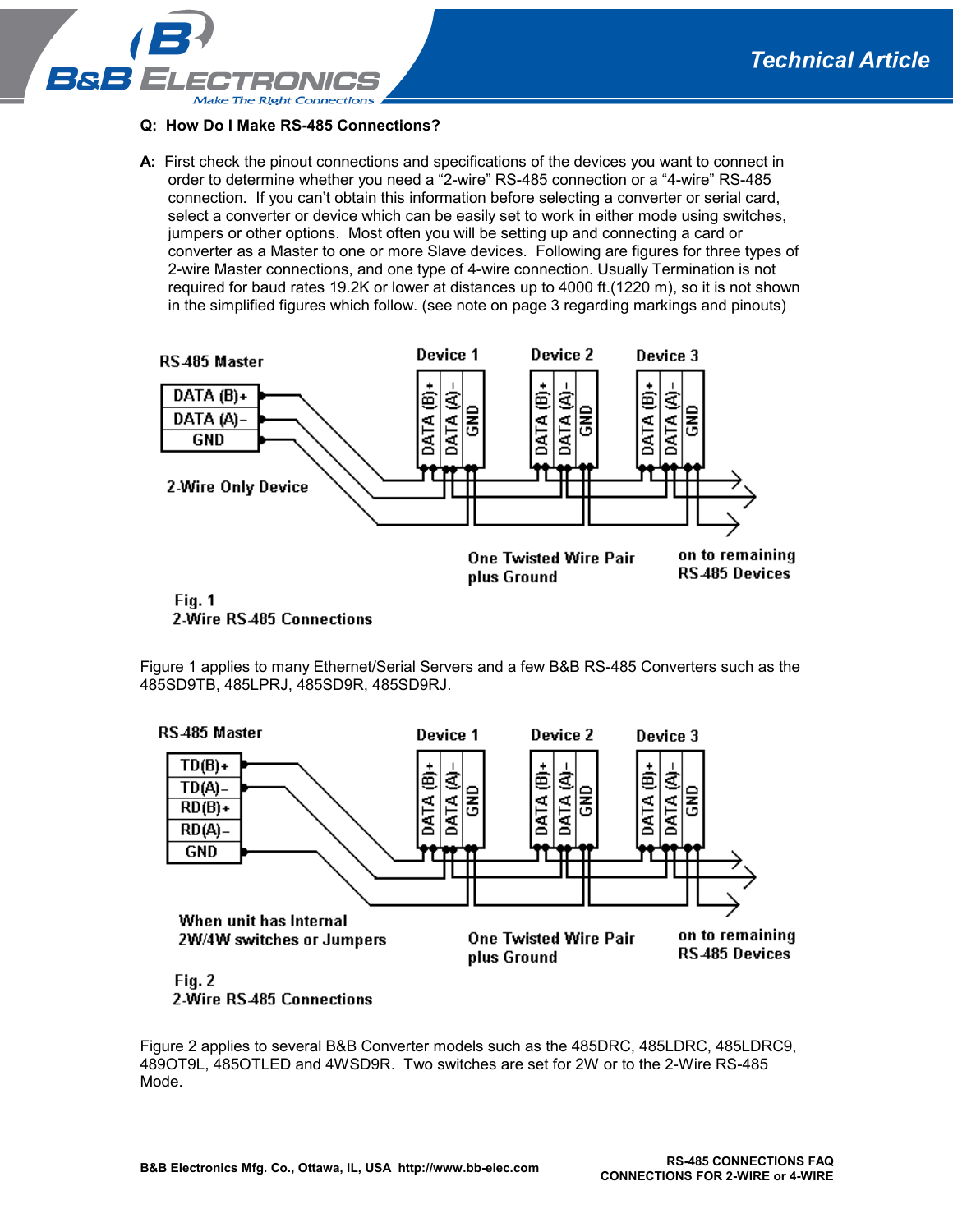**Technical Article**

**Q: How Do I Make RS-485 Connections?**

**A:** First check the pinout connections and specifications of the devices you want to connect in order to determine whether you need a “2-wire” RS-485 connection or a “4-wire” RS-485 connection. If you can’t obtain this information before selecting a converter or serial card, select a converter or device which can be easily set to work in either mode using switches, jumpers or other options. Most often you will be setting up and connecting a card or converter as a Master to one or more Slave devices. Following are figures for three types of 2-wire Master connections, and one type of 4-wire connection. Usually Termination is not required for baud rates 19.2K or lower at distances up to 4000 ft.(1220 m), so it is not shown in the simplified figures which follow. (see note on page 3 regarding markings and pinouts)

RS-485 Master: DATA (B)+, DATA (A)–, GND

2-Wire Only Device

Device 1, Device 2, Device 3: DATA (B)+, DATA (A)–, GND

One Twisted Wire Pair plus Ground

on to remaining RS-485 Devices

Fig. 1
2-Wire RS-485 Connections

Figure 1 applies to many Ethernet/Serial Servers and a few B&B RS-485 Converters such as the 485SD9TB, 485LPRJ, 485SD9R, 485SD9RJ.

RS-485 Master: TD(B)+, TD(A)–, RD(B)+, RD(A)–, GND

Device 1, Device 2, Device 3: DATA (B)+, DATA (A)–, GND

When unit has Internal 2W/4W switches or Jumpers

One Twisted Wire Pair plus Ground

on to remaining RS-485 Devices

Fig. 2
2-Wire RS-485 Connections

Figure 2 applies to several B&B Converter models such as the 485DRC, 485LDRC, 485LDRC9, 489OT9L, 485OTLED and 4WSD9R. Two switches are set for 2W or to the 2-Wire RS-485 Mode.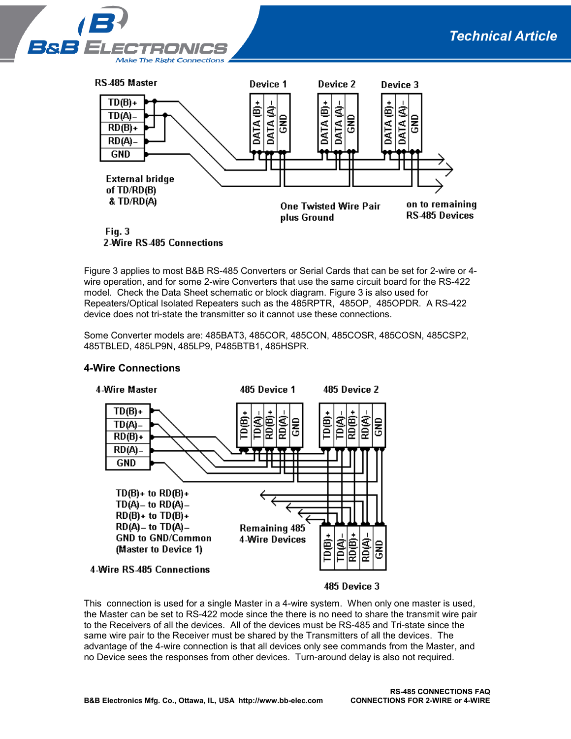Fig. 3
2-Wire RS-485 Connections

Figure 3 applies to most B&B RS-485 Converters or Serial Cards that can be set for 2-wire or 4-wire operation, and for some 2-wire Converters that use the same circuit board for the RS-422 model. Check the Data Sheet schematic or block diagram. Figure 3 is also used for Repeaters/Optical Isolated Repeaters such as the 485RPTR, 485OP, 485OPDR. A RS-422 device does not tri-state the transmitter so it cannot use these connections.

Some Converter models are: 485BAT3, 485COR, 485CON, 485COSR, 485COSN, 485CSP2, 485TBLED, 485LP9N, 485LP9, P485BTB1, 485HSPR.

### 4-Wire Connections

4-Wire RS-485 Connections

This connection is used for a single Master in a 4-wire system. When only one master is used, the Master can be set to RS-422 mode since the there is no need to share the transmit wire pair to the Receivers of all the devices. All of the devices must be RS-485 and Tri-state since the same wire pair to the Receiver must be shared by the Transmitters of all the devices. The advantage of the 4-wire connection is that all devices only see commands from the Master, and no Device sees the responses from other devices. Turn-around delay is also not required.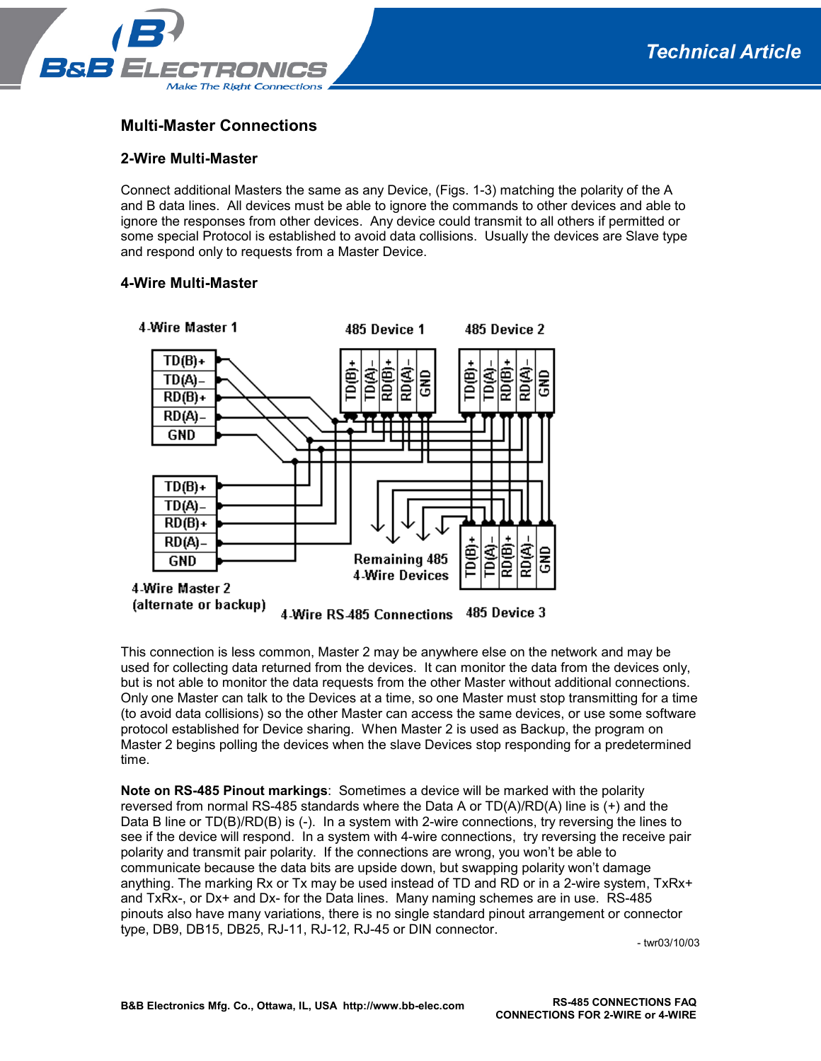## Multi-Master Connections

### 2-Wire Multi-Master

Connect additional Masters the same as any Device, (Figs. 1-3) matching the polarity of the A and B data lines. All devices must be able to ignore the commands to other devices and able to ignore the responses from other devices. Any device could transmit to all others if permitted or some special Protocol is established to avoid data collisions. Usually the devices are Slave type and respond only to requests from a Master Device.

### 4-Wire Multi-Master

4-Wire Master 1

TD(B)+
TD(A)–
RD(B)+
RD(A)–
GND

485 Device 1

TD(B)+
TD(A)–
RD(B)+
RD(A)–
GND

485 Device 2

TD(B)+
TD(A)–
RD(B)+
RD(A)–
GND

TD(B)+
TD(A)–
RD(B)+
RD(A)–
GND

4-Wire Master 2
(alternate or backup)

Remaining 485
4-Wire Devices

TD(B)+
TD(A)–
RD(B)+
RD(A)–
GND

485 Device 3

4-Wire RS-485 Connections

This connection is less common, Master 2 may be anywhere else on the network and may be used for collecting data returned from the devices. It can monitor the data from the devices only, but is not able to monitor the data requests from the other Master without additional connections. Only one Master can talk to the Devices at a time, so one Master must stop transmitting for a time (to avoid data collisions) so the other Master can access the same devices, or use some software protocol established for Device sharing. When Master 2 is used as Backup, the program on Master 2 begins polling the devices when the slave Devices stop responding for a predetermined time.

**Note on RS-485 Pinout markings**: Sometimes a device will be marked with the polarity reversed from normal RS-485 standards where the Data A or TD(A)/RD(A) line is (+) and the Data B line or TD(B)/RD(B) is (-). In a system with 2-wire connections, try reversing the lines to see if the device will respond. In a system with 4-wire connections, try reversing the receive pair polarity and transmit pair polarity. If the connections are wrong, you won't be able to communicate because the data bits are upside down, but swapping polarity won't damage anything. The marking Rx or Tx may be used instead of TD and RD or in a 2-wire system, TxRx+ and TxRx-, or Dx+ and Dx- for the Data lines. Many naming schemes are in use. RS-485 pinouts also have many variations, there is no single standard pinout arrangement or connector type, DB9, DB15, DB25, RJ-11, RJ-12, RJ-45 or DIN connector.

- twr03/10/03